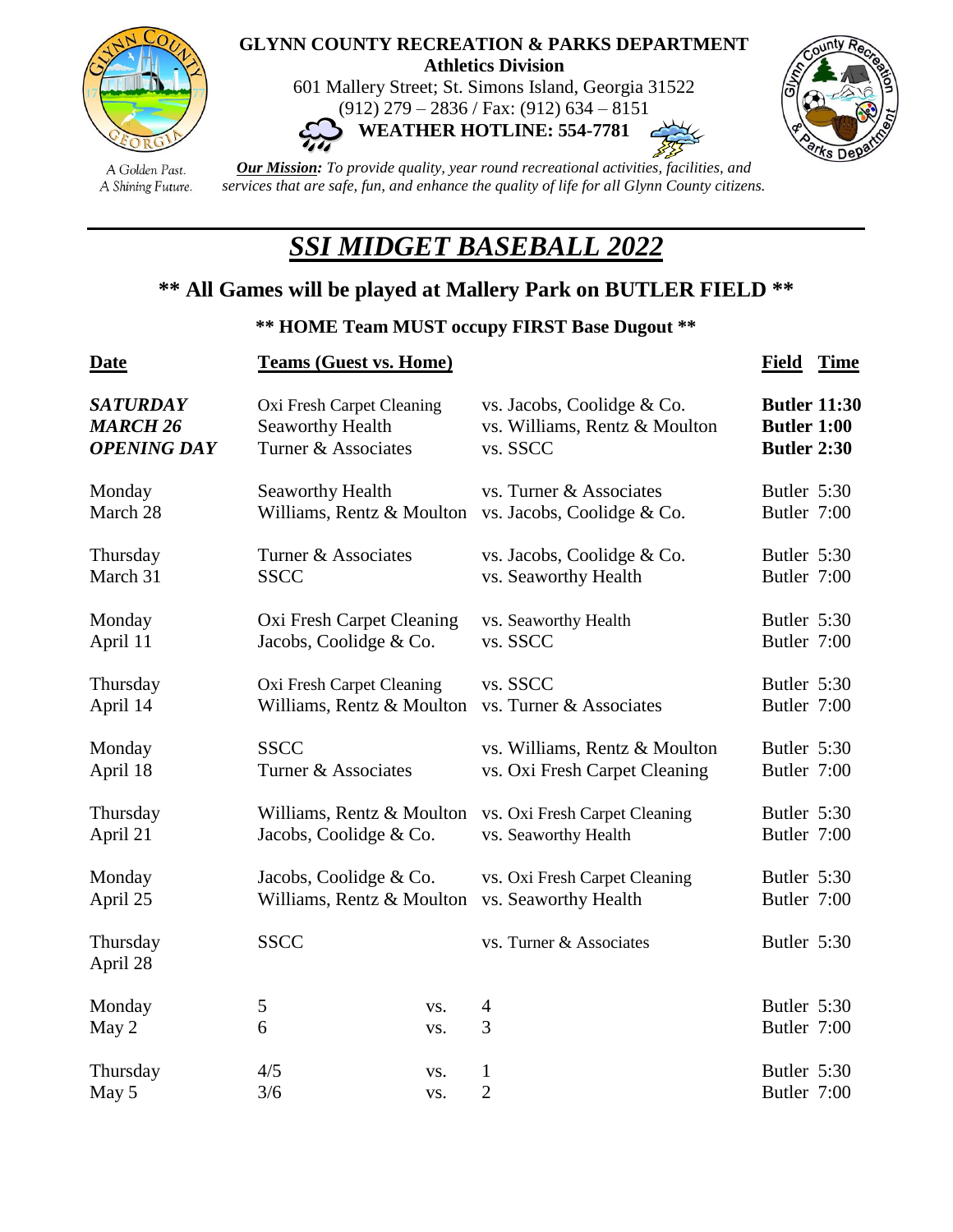**GLYNN COUNTY RECREATION & PARKS DEPARTMENT**
**Athletics Division**
601 Mallery Street; St. Simons Island, Georgia 31522
(912) 279 – 2836 / Fax: (912) 634 – 8151
**WEATHER HOTLINE: 554-7781**

A Golden Past.
A Shining Future.

***Our Mission:*** *To provide quality, year round recreational activities, facilities, and services that are safe, fun, and enhance the quality of life for all Glynn County citizens.*

# *SSI MIDGET BASEBALL 2022*

## \*\* All Games will be played at Mallery Park on BUTLER FIELD \*\*

**\*\* HOME Team MUST occupy FIRST Base Dugout \*\***

| Date | Teams (Guest vs. Home) | | Field Time |
|---|---|---|---|
| ***SATURDAY MARCH 26 OPENING DAY*** | Oxi Fresh Carpet Cleaning | vs. Jacobs, Coolidge & Co. | **Butler 11:30** |
| | Seaworthy Health | vs. Williams, Rentz & Moulton | **Butler 1:00** |
| | Turner & Associates | vs. SSCC | **Butler 2:30** |
| Monday March 28 | Seaworthy Health | vs. Turner & Associates | Butler 5:30 |
| | Williams, Rentz & Moulton | vs. Jacobs, Coolidge & Co. | Butler 7:00 |
| Thursday March 31 | Turner & Associates | vs. Jacobs, Coolidge & Co. | Butler 5:30 |
| | SSCC | vs. Seaworthy Health | Butler 7:00 |
| Monday April 11 | Oxi Fresh Carpet Cleaning | vs. Seaworthy Health | Butler 5:30 |
| | Jacobs, Coolidge & Co. | vs. SSCC | Butler 7:00 |
| Thursday April 14 | Oxi Fresh Carpet Cleaning | vs. SSCC | Butler 5:30 |
| | Williams, Rentz & Moulton | vs. Turner & Associates | Butler 7:00 |
| Monday April 18 | SSCC | vs. Williams, Rentz & Moulton | Butler 5:30 |
| | Turner & Associates | vs. Oxi Fresh Carpet Cleaning | Butler 7:00 |
| Thursday April 21 | Williams, Rentz & Moulton | vs. Oxi Fresh Carpet Cleaning | Butler 5:30 |
| | Jacobs, Coolidge & Co. | vs. Seaworthy Health | Butler 7:00 |
| Monday April 25 | Jacobs, Coolidge & Co. | vs. Oxi Fresh Carpet Cleaning | Butler 5:30 |
| | Williams, Rentz & Moulton | vs. Seaworthy Health | Butler 7:00 |
| Thursday April 28 | SSCC | vs. Turner & Associates | Butler 5:30 |
| Monday May 2 | 5 | vs. 4 | Butler 5:30 |
| | 6 | vs. 3 | Butler 7:00 |
| Thursday May 5 | 4/5 | vs. 1 | Butler 5:30 |
| | 3/6 | vs. 2 | Butler 7:00 |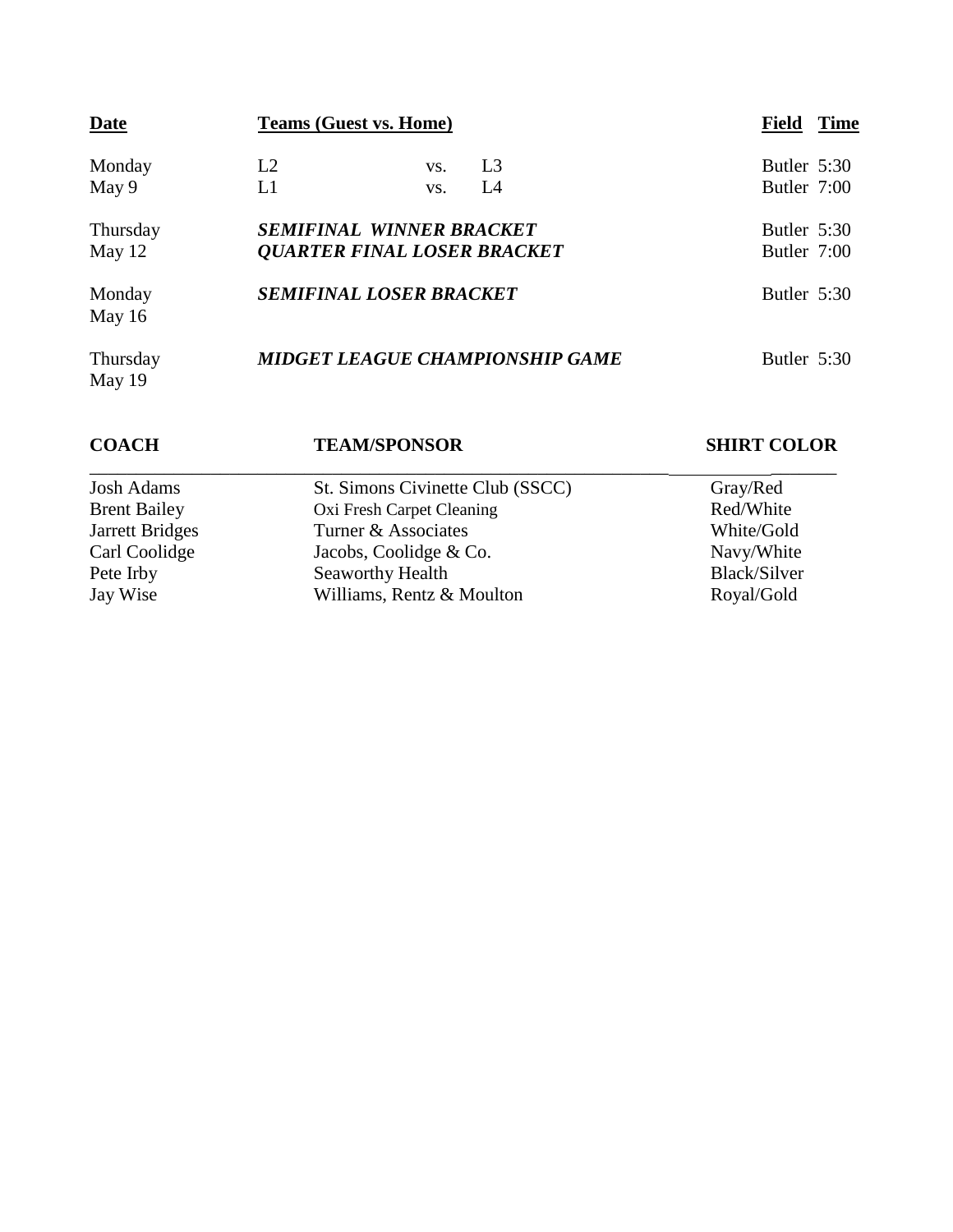| Date | Teams (Guest vs. Home) | | | Field | Time |
|---|---|---|---|---|---|
| Monday May 9 | L2 | vs. | L3 | Butler | 5:30 |
| | L1 | vs. | L4 | Butler | 7:00 |
| Thursday May 12 | ***SEMIFINAL WINNER BRACKET*** | | | Butler | 5:30 |
| | ***QUARTER FINAL LOSER BRACKET*** | | | Butler | 7:00 |
| Monday May 16 | ***SEMIFINAL LOSER BRACKET*** | | | Butler | 5:30 |
| Thursday May 19 | ***MIDGET LEAGUE CHAMPIONSHIP GAME*** | | | Butler | 5:30 |

| COACH | TEAM/SPONSOR | SHIRT COLOR |
|---|---|---|
| Josh Adams | St. Simons Civinette Club (SSCC) | Gray/Red |
| Brent Bailey | Oxi Fresh Carpet Cleaning | Red/White |
| Jarrett Bridges | Turner & Associates | White/Gold |
| Carl Coolidge | Jacobs, Coolidge & Co. | Navy/White |
| Pete Irby | Seaworthy Health | Black/Silver |
| Jay Wise | Williams, Rentz & Moulton | Royal/Gold |